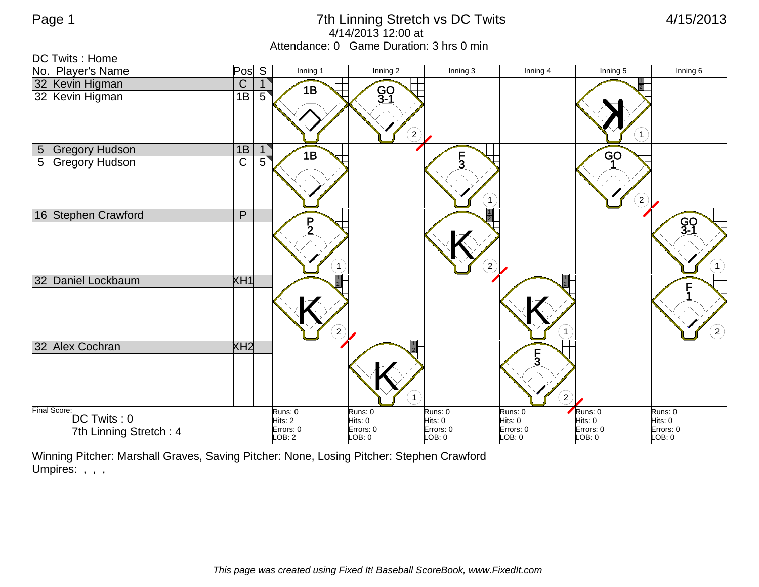# 7th Linning Stretch vs DC Twits

4/14/2013 12:00 at

Attendance: 0 Game Duration: 3 hrs 0 min

4/15/2013

DC Twits : Home

| No. | Player's Name | Pos | S | Inning 1 | Inning 2 | Inning 3 | Inning 4 | Inning 5 | Inning 6 |
|---|---|---|---|---|---|---|---|---|---|
| 32 | Kevin Higman | C | 1 | 1B | GO 3-1 (2) | | | K (1) | |
| 32 | Kevin Higman | 1B | 5 | | | | | | |
| 5 | Gregory Hudson | 1B | 1 | 1B | | F 3 (1) | | GO 1 (2) | |
| 5 | Gregory Hudson | C | 5 | | | | | | |
| 16 | Stephen Crawford | P | | P 2 (1) | | K (2) | | | GO 3-1 (1) |
| 32 | Daniel Lockbaum | XH1 | | K (2) | | | K (1) | | F 1 (2) |
| 32 | Alex Cochran | XH2 | | | K (1) | | F 3 (2) | | |
| | | | | Runs: 0<br>Hits: 2<br>Errors: 0<br>LOB: 2 | Runs: 0<br>Hits: 0<br>Errors: 0<br>LOB: 0 | Runs: 0<br>Hits: 0<br>Errors: 0<br>LOB: 0 | Runs: 0<br>Hits: 0<br>Errors: 0<br>LOB: 0 | Runs: 0<br>Hits: 0<br>Errors: 0<br>LOB: 0 | Runs: 0<br>Hits: 0<br>Errors: 0<br>LOB: 0 |

Final Score:

DC Twits : 0

7th Linning Stretch : 4

Winning Pitcher: Marshall Graves, Saving Pitcher: None, Losing Pitcher: Stephen Crawford

Umpires: , , ,

*This page was created using Fixed It! Baseball ScoreBook, www.FixedIt.com*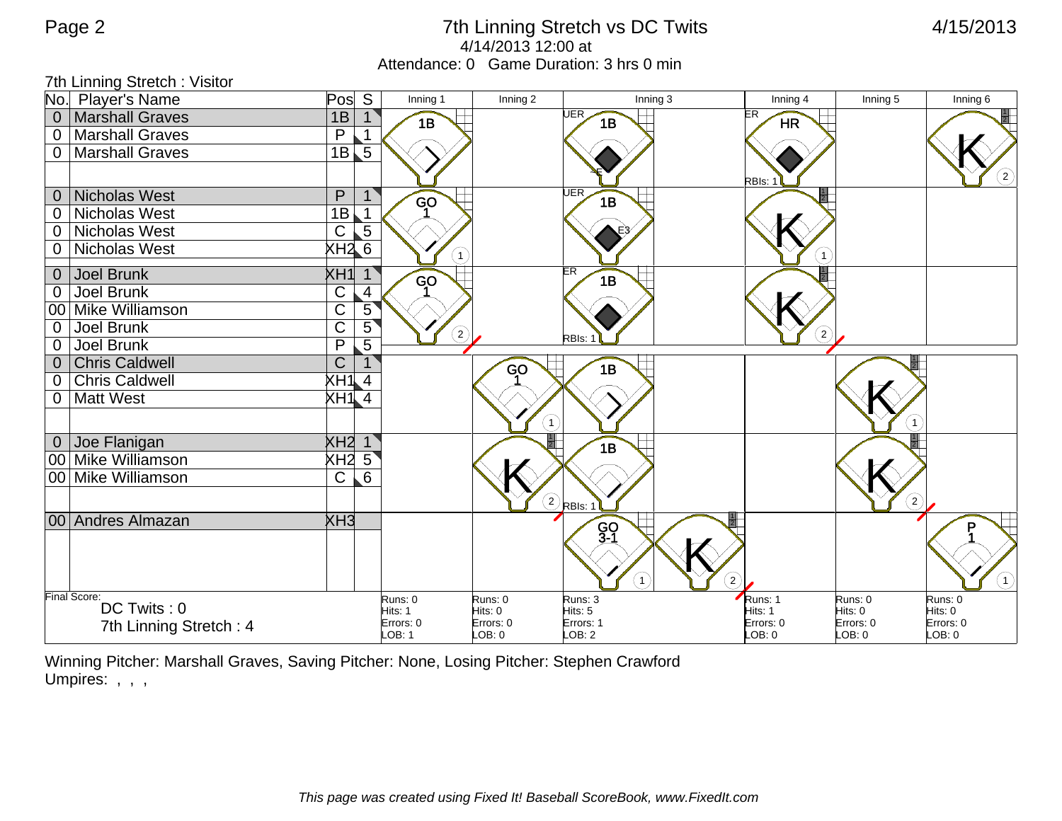# 7th Linning Stretch vs DC Twits

4/14/2013 12:00 at

Attendance: 0   Game Duration: 3 hrs 0 min

7th Linning Stretch : Visitor

| No. | Player's Name | Pos | S | Inning 1 | Inning 2 | Inning 3 | | Inning 4 | Inning 5 | Inning 6 |
|---|---|---|---|---|---|---|---|---|---|---|
| 0 | Marshall Graves | 1B | 1 | 1B | | UER 1B E | | ER HR RBIs: 1 | | K 2 |
| 0 | Marshall Graves | P | 1 | | | | | | | |
| 0 | Marshall Graves | 1B | 5 | | | | | | | |
| 0 | Nicholas West | P | 1 | GO 1 1 | | UER 1B E3 | | K 1 | | |
| 0 | Nicholas West | 1B | 1 | | | | | | | |
| 0 | Nicholas West | C | 5 | | | | | | | |
| 0 | Nicholas West | XH2 | 6 | | | | | | | |
| 0 | Joel Brunk | XH1 | 1 | GO 1 2 | | ER 1B RBIs: 1 | | K 2 | | |
| 0 | Joel Brunk | C | 4 | | | | | | | |
| 00 | Mike Williamson | C | 5 | | | | | | | |
| 0 | Joel Brunk | C | 5 | | | | | | | |
| 0 | Joel Brunk | P | 5 | | | | | | | |
| 0 | Chris Caldwell | C | 1 | | GO 1 1 | 1B | | | K 1 | |
| 0 | Chris Caldwell | XH1 | 4 | | | | | | | |
| 0 | Matt West | XH1 | 4 | | | | | | | |
| 0 | Joe Flanigan | XH2 | 1 | | K 2 | 1B RBIs: 1 | | | K 2 | |
| 00 | Mike Williamson | XH2 | 5 | | | | | | | |
| 00 | Mike Williamson | C | 6 | | | | | | | |
| 00 | Andres Almazan | XH3 | | | | GO 3-1 1 | K 2 | | | P 1 1 |
| | | | | Runs: 0<br>Hits: 1<br>Errors: 0<br>LOB: 1 | Runs: 0<br>Hits: 0<br>Errors: 0<br>LOB: 0 | Runs: 3<br>Hits: 5<br>Errors: 1<br>LOB: 2 | | Runs: 1<br>Hits: 1<br>Errors: 0<br>LOB: 0 | Runs: 0<br>Hits: 0<br>Errors: 0<br>LOB: 0 | Runs: 0<br>Hits: 0<br>Errors: 0<br>LOB: 0 |

Final Score:
DC Twits : 0
7th Linning Stretch : 4

Winning Pitcher: Marshall Graves, Saving Pitcher: None, Losing Pitcher: Stephen Crawford

Umpires: , , ,

*This page was created using Fixed It! Baseball ScoreBook, www.FixedIt.com*